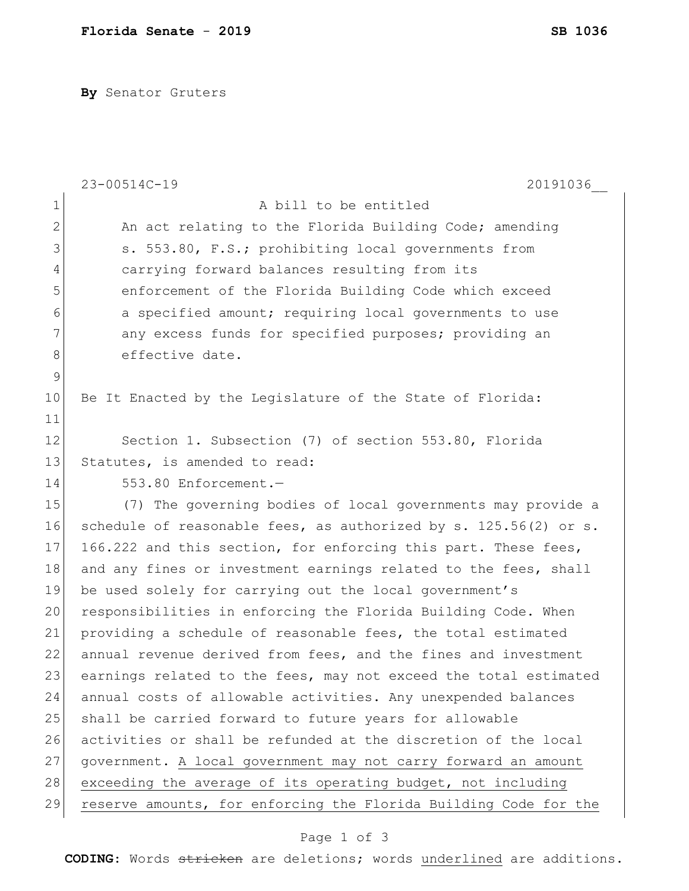**Florida Senate - 2019** **SB 1036**

**By** Senator Gruters

23-00514C-19 20191036__

A bill to be entitled

An act relating to the Florida Building Code; amending s. 553.80, F.S.; prohibiting local governments from carrying forward balances resulting from its enforcement of the Florida Building Code which exceed a specified amount; requiring local governments to use any excess funds for specified purposes; providing an effective date.

Be It Enacted by the Legislature of the State of Florida:

Section 1. Subsection (7) of section 553.80, Florida Statutes, is amended to read:

553.80 Enforcement.—

(7) The governing bodies of local governments may provide a schedule of reasonable fees, as authorized by s. 125.56(2) or s. 166.222 and this section, for enforcing this part. These fees, and any fines or investment earnings related to the fees, shall be used solely for carrying out the local government's responsibilities in enforcing the Florida Building Code. When providing a schedule of reasonable fees, the total estimated annual revenue derived from fees, and the fines and investment earnings related to the fees, may not exceed the total estimated annual costs of allowable activities. Any unexpended balances shall be carried forward to future years for allowable activities or shall be refunded at the discretion of the local government. <u>A local government may not carry forward an amount exceeding the average of its operating budget, not including reserve amounts, for enforcing the Florida Building Code for the</u>

**CODING:** Words ~~stricken~~ are deletions; words <u>underlined</u> are additions.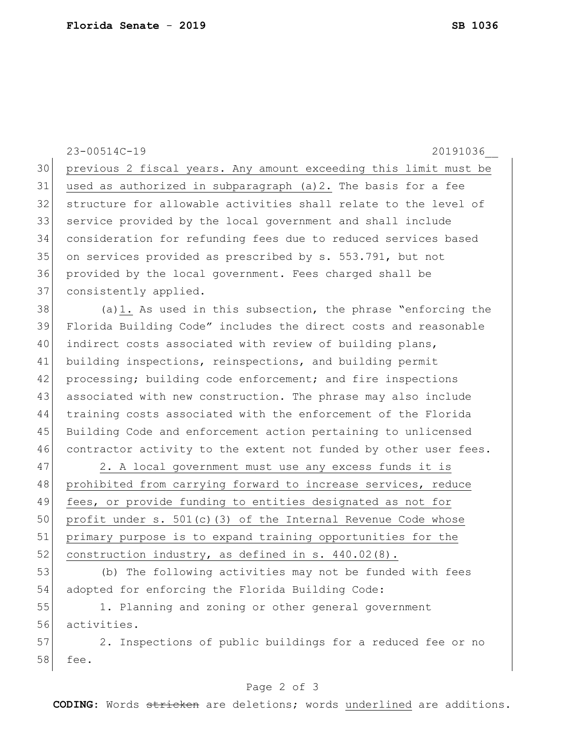previous 2 fiscal years. Any amount exceeding this limit must be used as authorized in subparagraph (a)2. The basis for a fee structure for allowable activities shall relate to the level of service provided by the local government and shall include consideration for refunding fees due to reduced services based on services provided as prescribed by s. 553.791, but not provided by the local government. Fees charged shall be consistently applied.

(a)1. As used in this subsection, the phrase "enforcing the Florida Building Code" includes the direct costs and reasonable indirect costs associated with review of building plans, building inspections, reinspections, and building permit processing; building code enforcement; and fire inspections associated with new construction. The phrase may also include training costs associated with the enforcement of the Florida Building Code and enforcement action pertaining to unlicensed contractor activity to the extent not funded by other user fees.

2. A local government must use any excess funds it is prohibited from carrying forward to increase services, reduce fees, or provide funding to entities designated as not for profit under s. 501(c)(3) of the Internal Revenue Code whose primary purpose is to expand training opportunities for the construction industry, as defined in s. 440.02(8).

(b) The following activities may not be funded with fees adopted for enforcing the Florida Building Code:

1. Planning and zoning or other general government activities.

2. Inspections of public buildings for a reduced fee or no fee.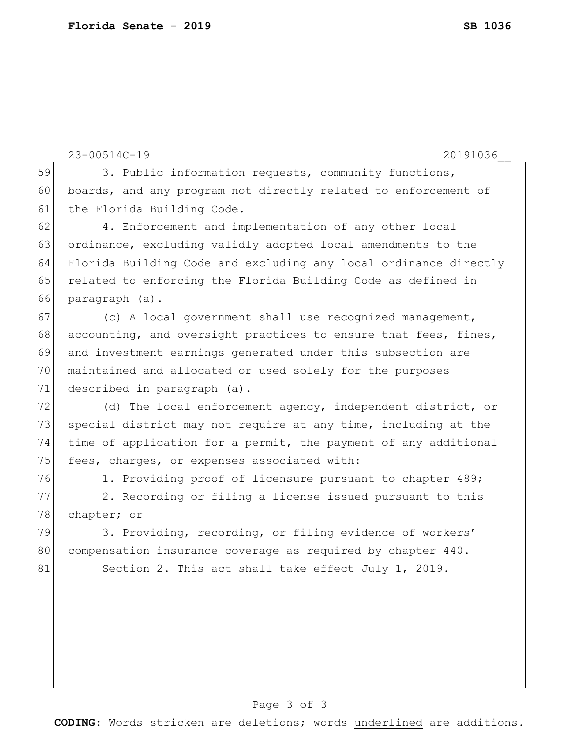3. Public information requests, community functions, boards, and any program not directly related to enforcement of the Florida Building Code.

4. Enforcement and implementation of any other local ordinance, excluding validly adopted local amendments to the Florida Building Code and excluding any local ordinance directly related to enforcing the Florida Building Code as defined in paragraph (a).

(c) A local government shall use recognized management, accounting, and oversight practices to ensure that fees, fines, and investment earnings generated under this subsection are maintained and allocated or used solely for the purposes described in paragraph (a).

(d) The local enforcement agency, independent district, or special district may not require at any time, including at the time of application for a permit, the payment of any additional fees, charges, or expenses associated with:

1. Providing proof of licensure pursuant to chapter 489;

2. Recording or filing a license issued pursuant to this chapter; or

3. Providing, recording, or filing evidence of workers' compensation insurance coverage as required by chapter 440.

Section 2. This act shall take effect July 1, 2019.